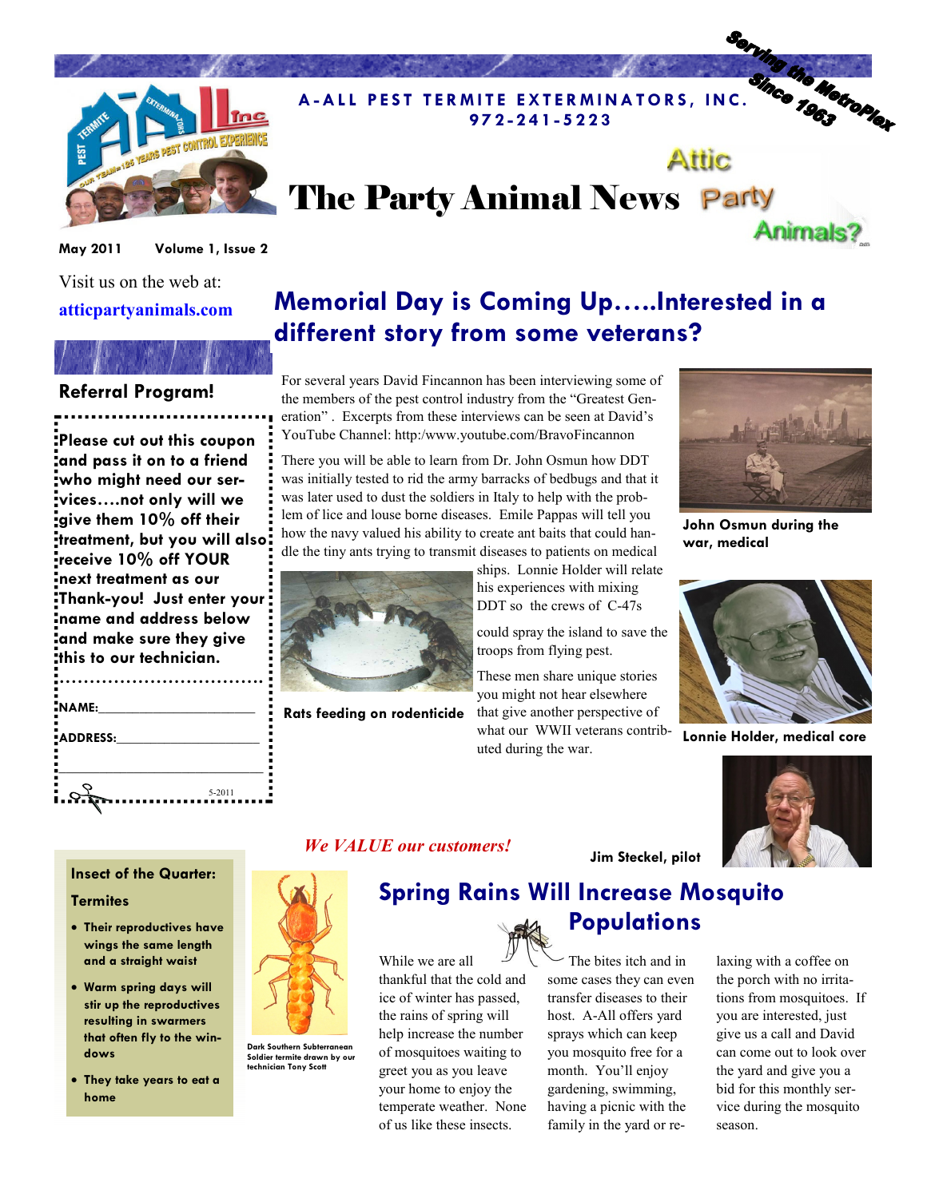**A-ALL PEST TERMITE EXTERMINATORS, INC.**
**972-241-5223**

Serving the MetroPlex Since 1963

# The Party Animal News

Attic Party Animals?

May 2011 Volume 1, Issue 2

Visit us on the web at:

**atticpartyanimals.com**

## Referral Program!

**Please cut out this coupon and pass it on to a friend who might need our services….not only will we give them 10% off their treatment, but you will also receive 10% off YOUR next treatment as our Thank-you! Just enter your name and address below and make sure they give this to our technician.**

**NAME:**______________________

**ADDRESS:**____________________

______________________________

5-2011

## Memorial Day is Coming Up…..Interested in a different story from some veterans?

For several years David Fincannon has been interviewing some of the members of the pest control industry from the "Greatest Generation" . Excerpts from these interviews can be seen at David's YouTube Channel: http:/www.youtube.com/BravoFincannon

There you will be able to learn from Dr. John Osmun how DDT was initially tested to rid the army barracks of bedbugs and that it was later used to dust the soldiers in Italy to help with the problem of lice and louse borne diseases. Emile Pappas will tell you how the navy valued his ability to create ant baits that could handle the tiny ants trying to transmit diseases to patients on medical ships. Lonnie Holder will relate his experiences with mixing DDT so the crews of C-47s could spray the island to save the troops from flying pest.

These men share unique stories you might not hear elsewhere that give another perspective of what our WWII veterans contributed during the war.

**Rats feeding on rodenticide**

**John Osmun during the war, medical**

**Lonnie Holder, medical core**

**Jim Steckel, pilot**

*We VALUE our customers!*

### Insect of the Quarter: Termites

- Their reproductives have wings the same length and a straight waist
- Warm spring days will stir up the reproductives resulting in swarmers that often fly to the windows
- They take years to eat a home

Dark Southern Subterranean Soldier termite drawn by our technician Tony Scott

## Spring Rains Will Increase Mosquito Populations

While we are all thankful that the cold and ice of winter has passed, the rains of spring will help increase the number of mosquitoes waiting to greet you as you leave your home to enjoy the temperate weather. None of us like these insects. The bites itch and in some cases they can even transfer diseases to their host. A-All offers yard sprays which can keep you mosquito free for a month. You'll enjoy gardening, swimming, having a picnic with the family in the yard or relaxing with a coffee on the porch with no irritations from mosquitoes. If you are interested, just give us a call and David can come out to look over the yard and give you a bid for this monthly service during the mosquito season.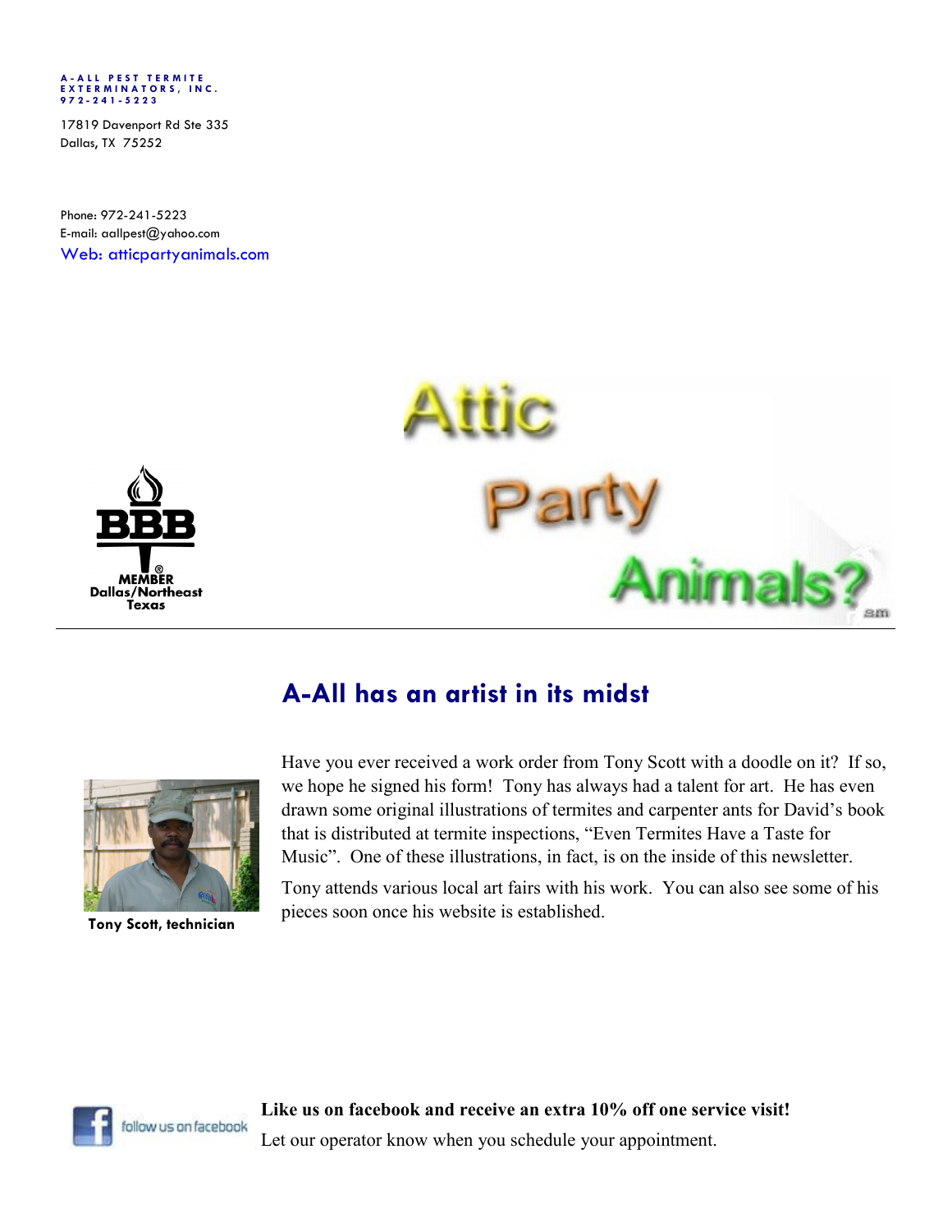A-ALL PEST TERMITE EXTERMINATORS, INC.
972-241-5223

17819 Davenport Rd Ste 335
Dallas, TX 75252

Phone: 972-241-5223
E-mail: aallpest@yahoo.com
Web: atticpartyanimals.com

MEMBER
Dallas/Northeast
Texas

Attic Party Animals?

## A-All has an artist in its midst

Have you ever received a work order from Tony Scott with a doodle on it? If so, we hope he signed his form! Tony has always had a talent for art. He has even drawn some original illustrations of termites and carpenter ants for David's book that is distributed at termite inspections, "Even Termites Have a Taste for Music". One of these illustrations, in fact, is on the inside of this newsletter.

Tony attends various local art fairs with his work. You can also see some of his pieces soon once his website is established.

Tony Scott, technician

follow us on facebook

**Like us on facebook and receive an extra 10% off one service visit!**

Let our operator know when you schedule your appointment.